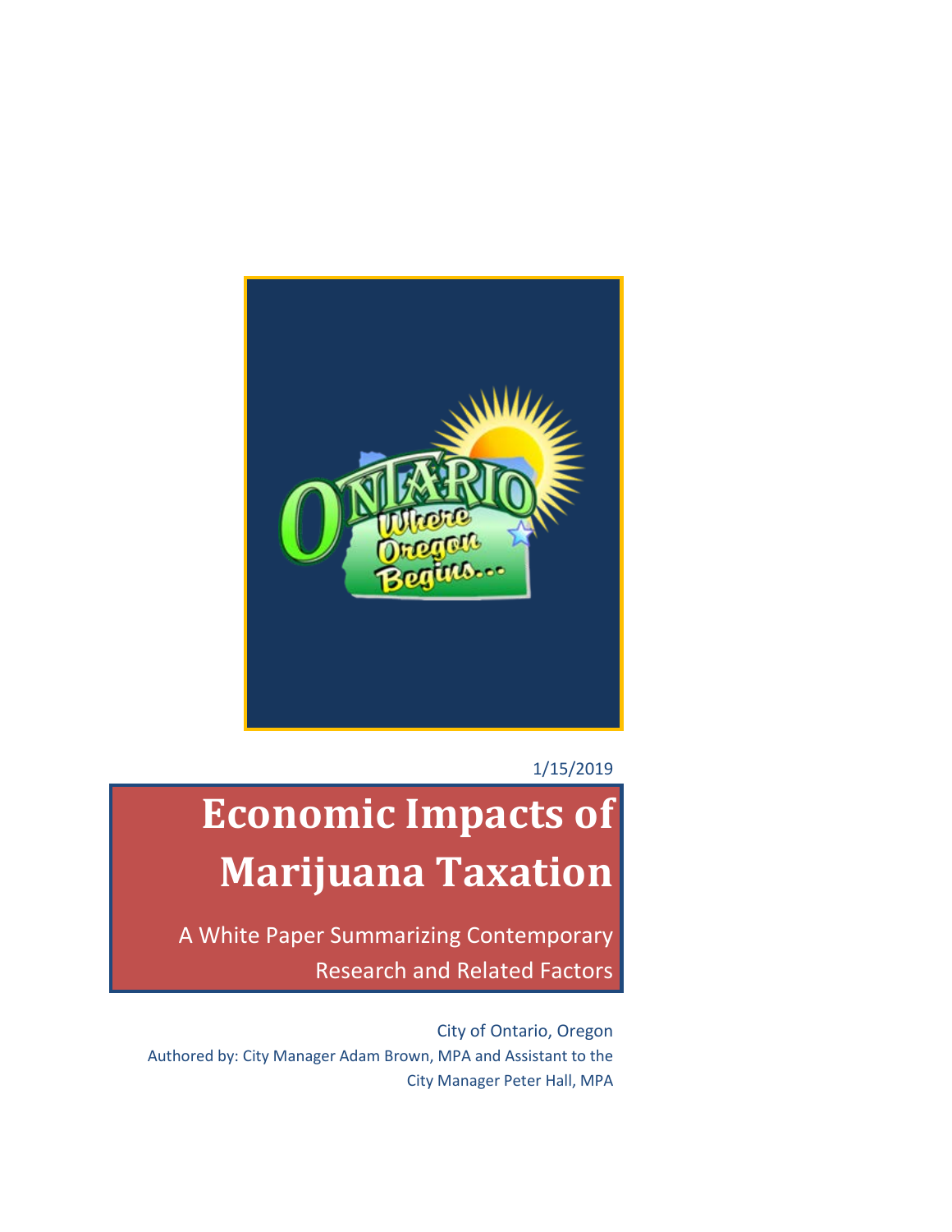1/15/2019

# Economic Impacts of Marijuana Taxation

A White Paper Summarizing Contemporary Research and Related Factors

City of Ontario, Oregon

Authored by: City Manager Adam Brown, MPA and Assistant to the City Manager Peter Hall, MPA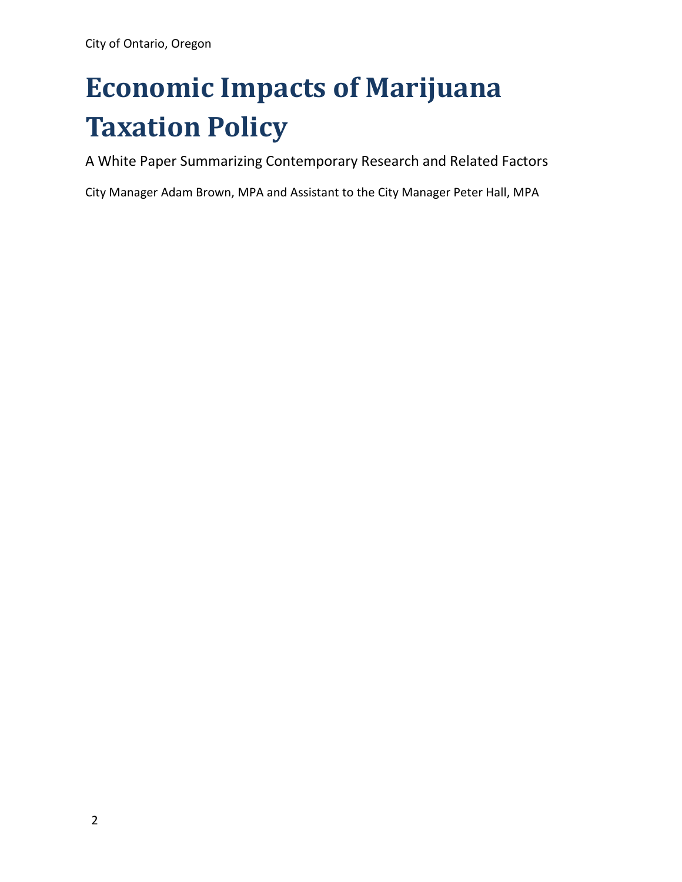City of Ontario, Oregon

# Economic Impacts of Marijuana Taxation Policy

A White Paper Summarizing Contemporary Research and Related Factors

City Manager Adam Brown, MPA and Assistant to the City Manager Peter Hall, MPA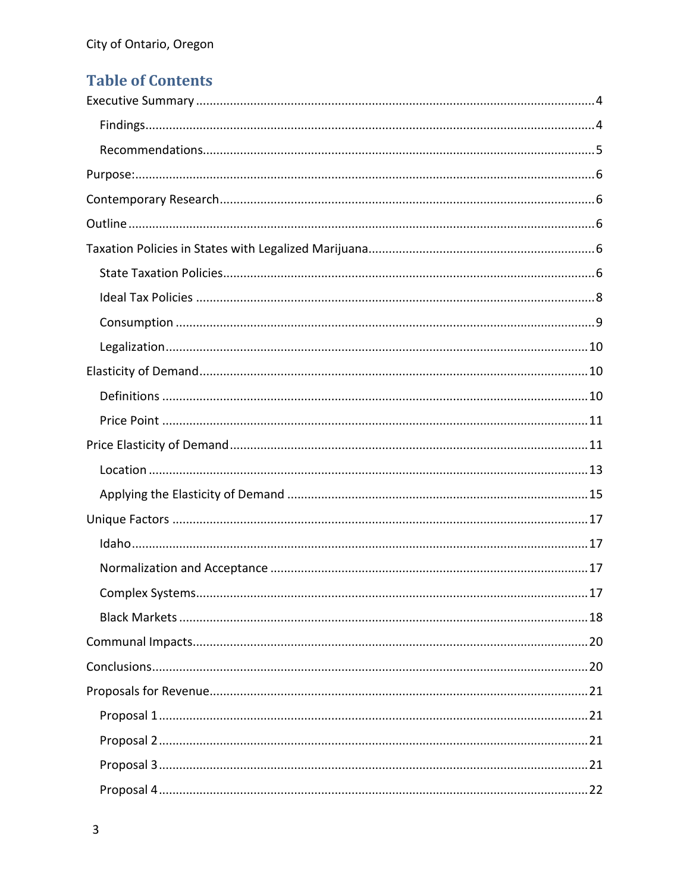## Table of Contents

Executive Summary ..... 4

- Findings ..... 4
- Recommendations ..... 5

Purpose: ..... 6

Contemporary Research ..... 6

Outline ..... 6

Taxation Policies in States with Legalized Marijuana ..... 6

- State Taxation Policies ..... 6
- Ideal Tax Policies ..... 8
- Consumption ..... 9
- Legalization ..... 10

Elasticity of Demand ..... 10

- Definitions ..... 10
- Price Point ..... 11

Price Elasticity of Demand ..... 11

- Location ..... 13
- Applying the Elasticity of Demand ..... 15

Unique Factors ..... 17

- Idaho ..... 17
- Normalization and Acceptance ..... 17
- Complex Systems ..... 17
- Black Markets ..... 18

Communal Impacts ..... 20

Conclusions ..... 20

Proposals for Revenue ..... 21

- Proposal 1 ..... 21
- Proposal 2 ..... 21
- Proposal 3 ..... 21
- Proposal 4 ..... 22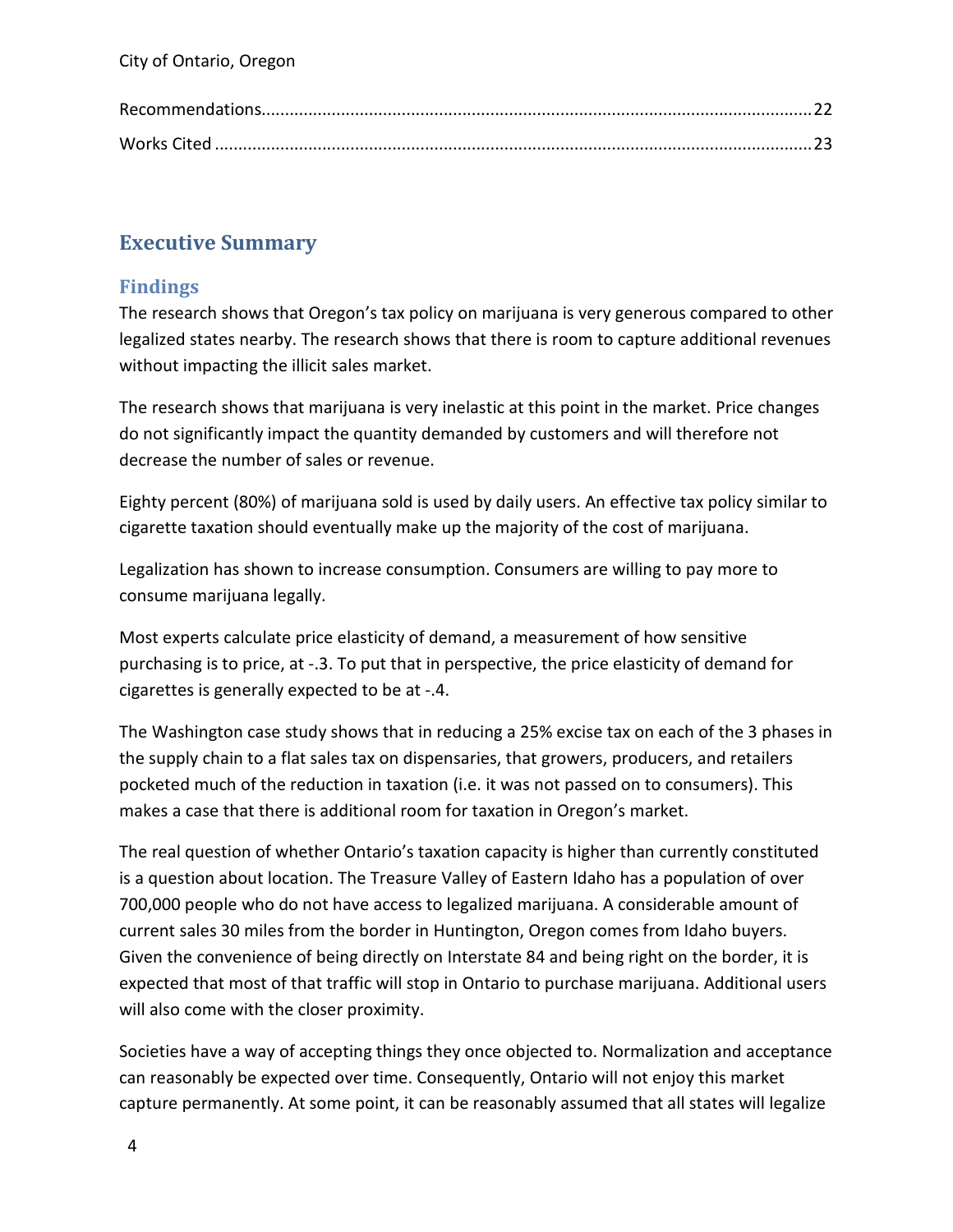Recommendations....................................................................................................................22

Works Cited .............................................................................................................................23

## Executive Summary

### Findings

The research shows that Oregon's tax policy on marijuana is very generous compared to other legalized states nearby. The research shows that there is room to capture additional revenues without impacting the illicit sales market.

The research shows that marijuana is very inelastic at this point in the market. Price changes do not significantly impact the quantity demanded by customers and will therefore not decrease the number of sales or revenue.

Eighty percent (80%) of marijuana sold is used by daily users. An effective tax policy similar to cigarette taxation should eventually make up the majority of the cost of marijuana.

Legalization has shown to increase consumption. Consumers are willing to pay more to consume marijuana legally.

Most experts calculate price elasticity of demand, a measurement of how sensitive purchasing is to price, at -.3. To put that in perspective, the price elasticity of demand for cigarettes is generally expected to be at -.4.

The Washington case study shows that in reducing a 25% excise tax on each of the 3 phases in the supply chain to a flat sales tax on dispensaries, that growers, producers, and retailers pocketed much of the reduction in taxation (i.e. it was not passed on to consumers). This makes a case that there is additional room for taxation in Oregon's market.

The real question of whether Ontario's taxation capacity is higher than currently constituted is a question about location. The Treasure Valley of Eastern Idaho has a population of over 700,000 people who do not have access to legalized marijuana. A considerable amount of current sales 30 miles from the border in Huntington, Oregon comes from Idaho buyers. Given the convenience of being directly on Interstate 84 and being right on the border, it is expected that most of that traffic will stop in Ontario to purchase marijuana. Additional users will also come with the closer proximity.

Societies have a way of accepting things they once objected to. Normalization and acceptance can reasonably be expected over time. Consequently, Ontario will not enjoy this market capture permanently. At some point, it can be reasonably assumed that all states will legalize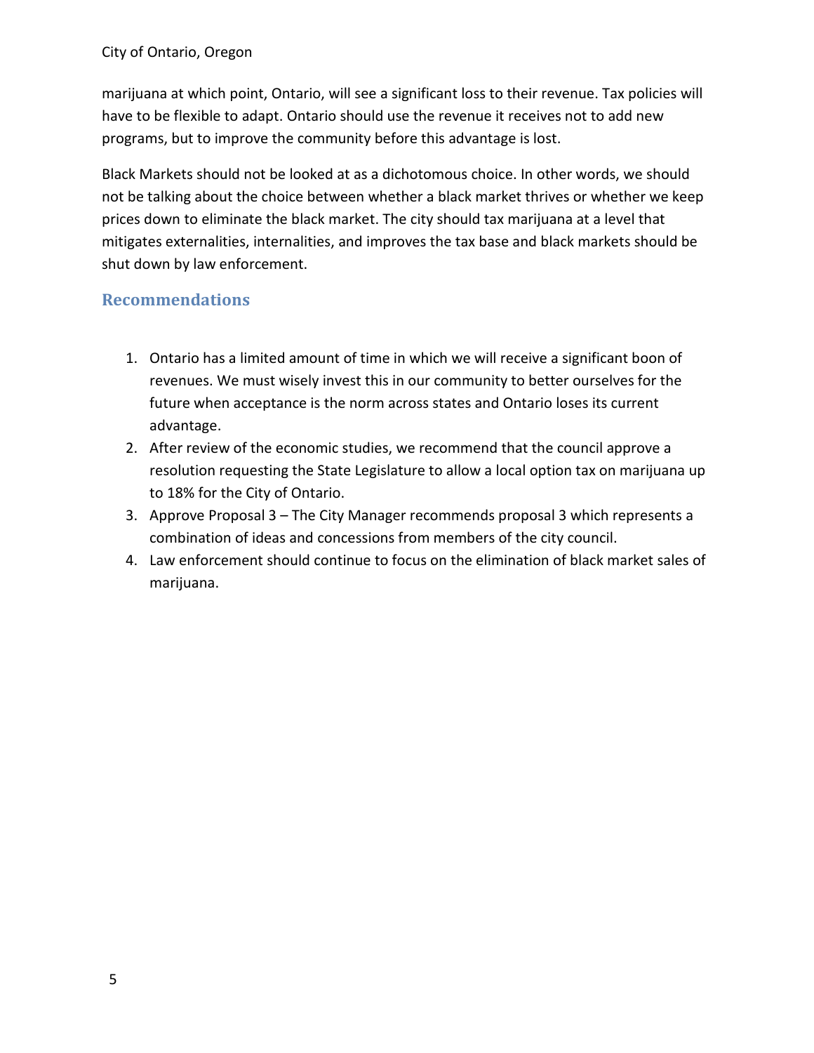marijuana at which point, Ontario, will see a significant loss to their revenue. Tax policies will have to be flexible to adapt. Ontario should use the revenue it receives not to add new programs, but to improve the community before this advantage is lost.

Black Markets should not be looked at as a dichotomous choice. In other words, we should not be talking about the choice between whether a black market thrives or whether we keep prices down to eliminate the black market. The city should tax marijuana at a level that mitigates externalities, internalities, and improves the tax base and black markets should be shut down by law enforcement.

## Recommendations

1. Ontario has a limited amount of time in which we will receive a significant boon of revenues. We must wisely invest this in our community to better ourselves for the future when acceptance is the norm across states and Ontario loses its current advantage.
2. After review of the economic studies, we recommend that the council approve a resolution requesting the State Legislature to allow a local option tax on marijuana up to 18% for the City of Ontario.
3. Approve Proposal 3 – The City Manager recommends proposal 3 which represents a combination of ideas and concessions from members of the city council.
4. Law enforcement should continue to focus on the elimination of black market sales of marijuana.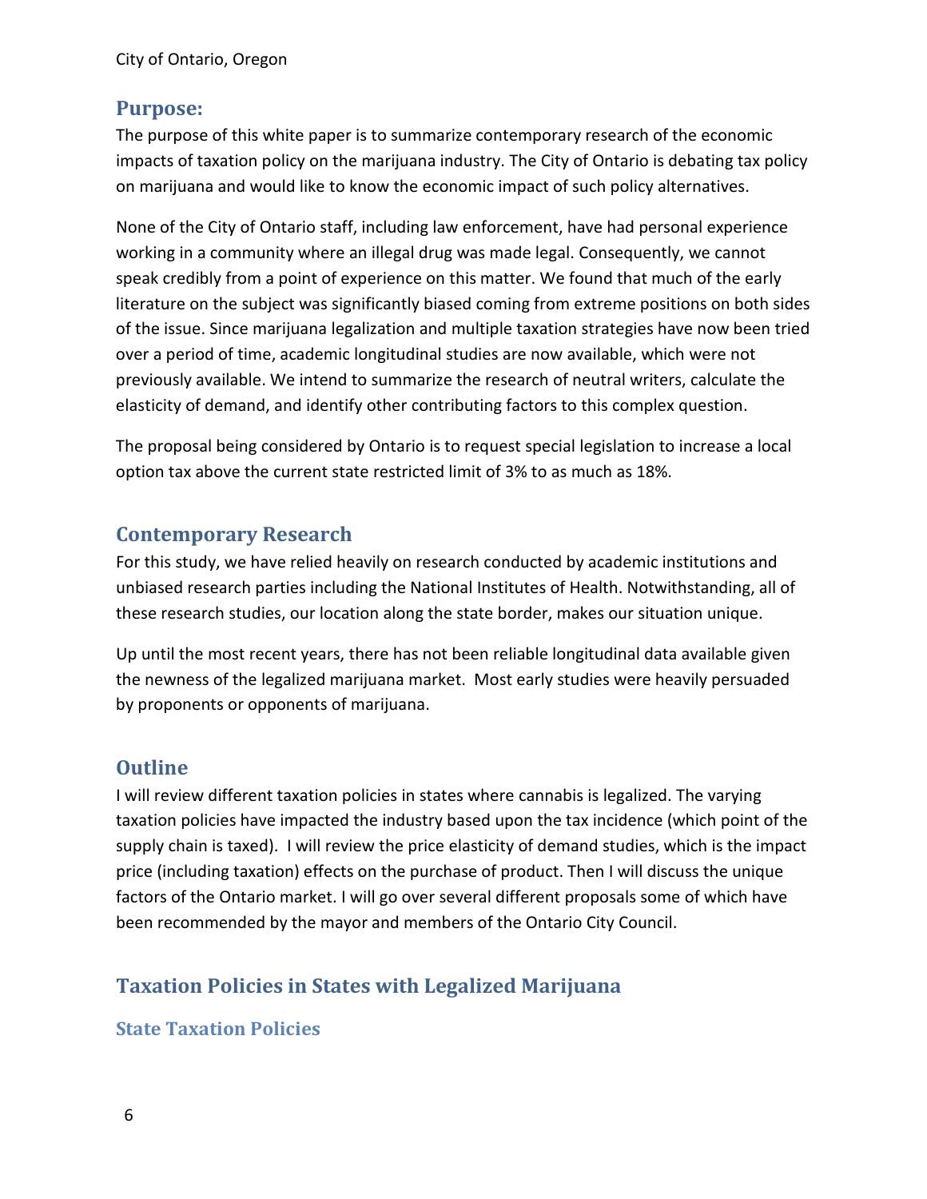## Purpose:

The purpose of this white paper is to summarize contemporary research of the economic impacts of taxation policy on the marijuana industry. The City of Ontario is debating tax policy on marijuana and would like to know the economic impact of such policy alternatives.

None of the City of Ontario staff, including law enforcement, have had personal experience working in a community where an illegal drug was made legal. Consequently, we cannot speak credibly from a point of experience on this matter. We found that much of the early literature on the subject was significantly biased coming from extreme positions on both sides of the issue. Since marijuana legalization and multiple taxation strategies have now been tried over a period of time, academic longitudinal studies are now available, which were not previously available. We intend to summarize the research of neutral writers, calculate the elasticity of demand, and identify other contributing factors to this complex question.

The proposal being considered by Ontario is to request special legislation to increase a local option tax above the current state restricted limit of 3% to as much as 18%.

## Contemporary Research

For this study, we have relied heavily on research conducted by academic institutions and unbiased research parties including the National Institutes of Health. Notwithstanding, all of these research studies, our location along the state border, makes our situation unique.

Up until the most recent years, there has not been reliable longitudinal data available given the newness of the legalized marijuana market. Most early studies were heavily persuaded by proponents or opponents of marijuana.

## Outline

I will review different taxation policies in states where cannabis is legalized. The varying taxation policies have impacted the industry based upon the tax incidence (which point of the supply chain is taxed). I will review the price elasticity of demand studies, which is the impact price (including taxation) effects on the purchase of product. Then I will discuss the unique factors of the Ontario market. I will go over several different proposals some of which have been recommended by the mayor and members of the Ontario City Council.

## Taxation Policies in States with Legalized Marijuana

### State Taxation Policies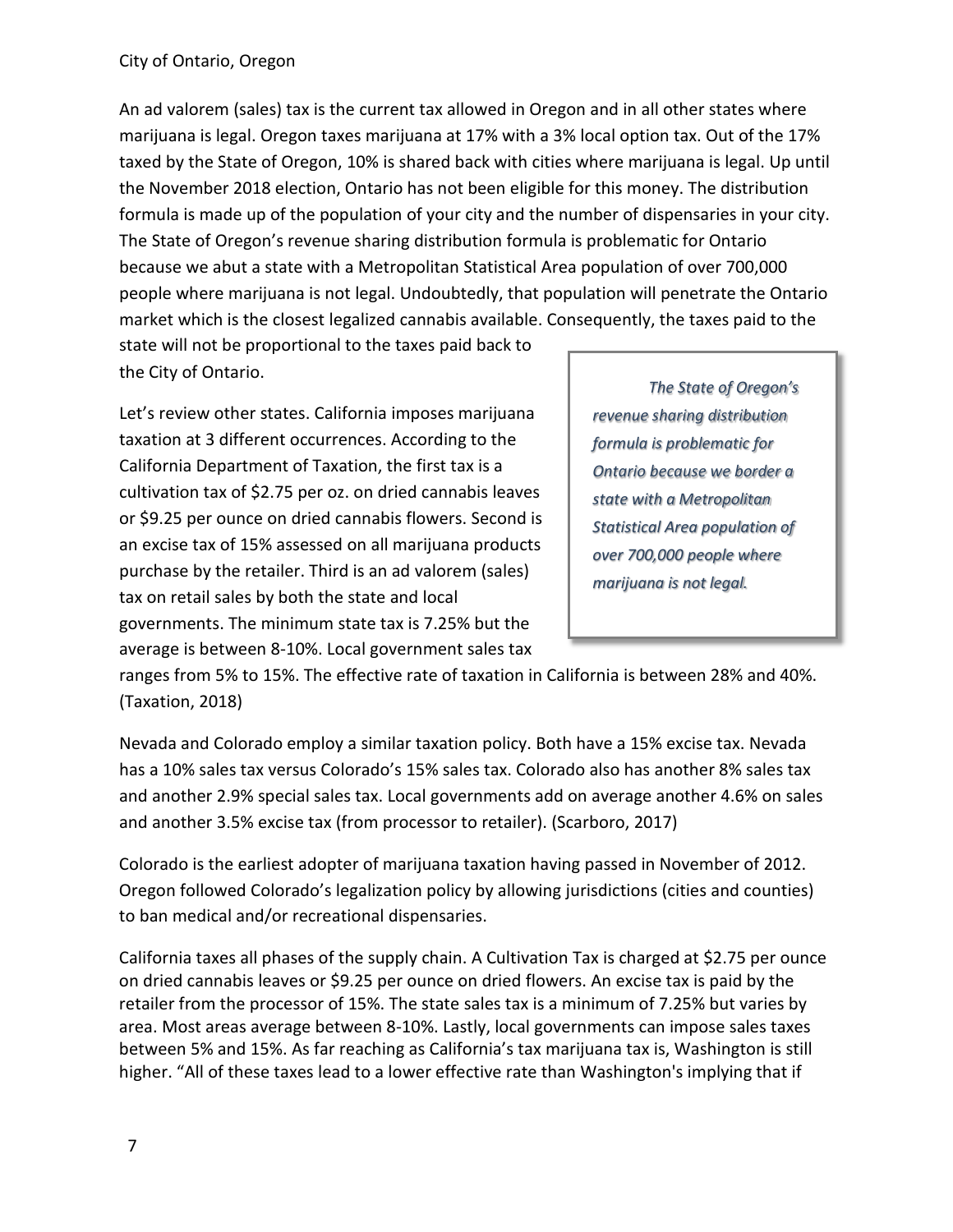An ad valorem (sales) tax is the current tax allowed in Oregon and in all other states where marijuana is legal. Oregon taxes marijuana at 17% with a 3% local option tax. Out of the 17% taxed by the State of Oregon, 10% is shared back with cities where marijuana is legal. Up until the November 2018 election, Ontario has not been eligible for this money. The distribution formula is made up of the population of your city and the number of dispensaries in your city. The State of Oregon's revenue sharing distribution formula is problematic for Ontario because we abut a state with a Metropolitan Statistical Area population of over 700,000 people where marijuana is not legal. Undoubtedly, that population will penetrate the Ontario market which is the closest legalized cannabis available. Consequently, the taxes paid to the state will not be proportional to the taxes paid back to the City of Ontario.

> *The State of Oregon's revenue sharing distribution formula is problematic for Ontario because we border a state with a Metropolitan Statistical Area population of over 700,000 people where marijuana is not legal.*

Let's review other states. California imposes marijuana taxation at 3 different occurrences. According to the California Department of Taxation, the first tax is a cultivation tax of $2.75 per oz. on dried cannabis leaves or $9.25 per ounce on dried cannabis flowers. Second is an excise tax of 15% assessed on all marijuana products purchase by the retailer. Third is an ad valorem (sales) tax on retail sales by both the state and local governments. The minimum state tax is 7.25% but the average is between 8-10%. Local government sales tax ranges from 5% to 15%. The effective rate of taxation in California is between 28% and 40%. (Taxation, 2018)

Nevada and Colorado employ a similar taxation policy. Both have a 15% excise tax. Nevada has a 10% sales tax versus Colorado's 15% sales tax. Colorado also has another 8% sales tax and another 2.9% special sales tax. Local governments add on average another 4.6% on sales and another 3.5% excise tax (from processor to retailer). (Scarboro, 2017)

Colorado is the earliest adopter of marijuana taxation having passed in November of 2012. Oregon followed Colorado's legalization policy by allowing jurisdictions (cities and counties) to ban medical and/or recreational dispensaries.

California taxes all phases of the supply chain. A Cultivation Tax is charged at $2.75 per ounce on dried cannabis leaves or $9.25 per ounce on dried flowers. An excise tax is paid by the retailer from the processor of 15%. The state sales tax is a minimum of 7.25% but varies by area. Most areas average between 8-10%. Lastly, local governments can impose sales taxes between 5% and 15%. As far reaching as California's tax marijuana tax is, Washington is still higher. "All of these taxes lead to a lower effective rate than Washington's implying that if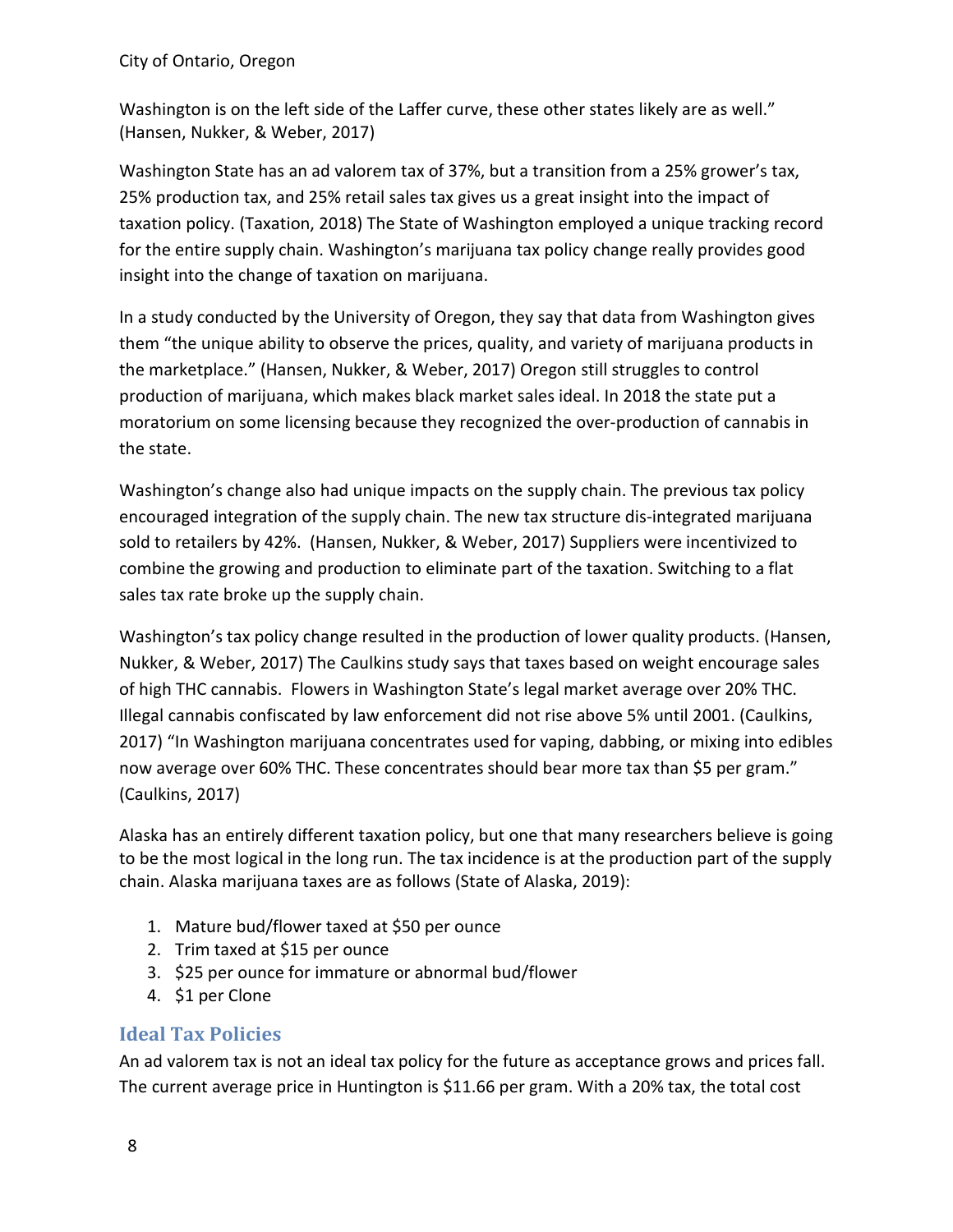Washington is on the left side of the Laffer curve, these other states likely are as well." (Hansen, Nukker, & Weber, 2017)

Washington State has an ad valorem tax of 37%, but a transition from a 25% grower's tax, 25% production tax, and 25% retail sales tax gives us a great insight into the impact of taxation policy. (Taxation, 2018) The State of Washington employed a unique tracking record for the entire supply chain. Washington's marijuana tax policy change really provides good insight into the change of taxation on marijuana.

In a study conducted by the University of Oregon, they say that data from Washington gives them "the unique ability to observe the prices, quality, and variety of marijuana products in the marketplace." (Hansen, Nukker, & Weber, 2017) Oregon still struggles to control production of marijuana, which makes black market sales ideal. In 2018 the state put a moratorium on some licensing because they recognized the over-production of cannabis in the state.

Washington's change also had unique impacts on the supply chain. The previous tax policy encouraged integration of the supply chain. The new tax structure dis-integrated marijuana sold to retailers by 42%. (Hansen, Nukker, & Weber, 2017) Suppliers were incentivized to combine the growing and production to eliminate part of the taxation. Switching to a flat sales tax rate broke up the supply chain.

Washington's tax policy change resulted in the production of lower quality products. (Hansen, Nukker, & Weber, 2017) The Caulkins study says that taxes based on weight encourage sales of high THC cannabis. Flowers in Washington State's legal market average over 20% THC. Illegal cannabis confiscated by law enforcement did not rise above 5% until 2001. (Caulkins, 2017) "In Washington marijuana concentrates used for vaping, dabbing, or mixing into edibles now average over 60% THC. These concentrates should bear more tax than $5 per gram." (Caulkins, 2017)

Alaska has an entirely different taxation policy, but one that many researchers believe is going to be the most logical in the long run. The tax incidence is at the production part of the supply chain. Alaska marijuana taxes are as follows (State of Alaska, 2019):

1. Mature bud/flower taxed at $50 per ounce
2. Trim taxed at $15 per ounce
3. $25 per ounce for immature or abnormal bud/flower
4. $1 per Clone

## Ideal Tax Policies

An ad valorem tax is not an ideal tax policy for the future as acceptance grows and prices fall. The current average price in Huntington is $11.66 per gram. With a 20% tax, the total cost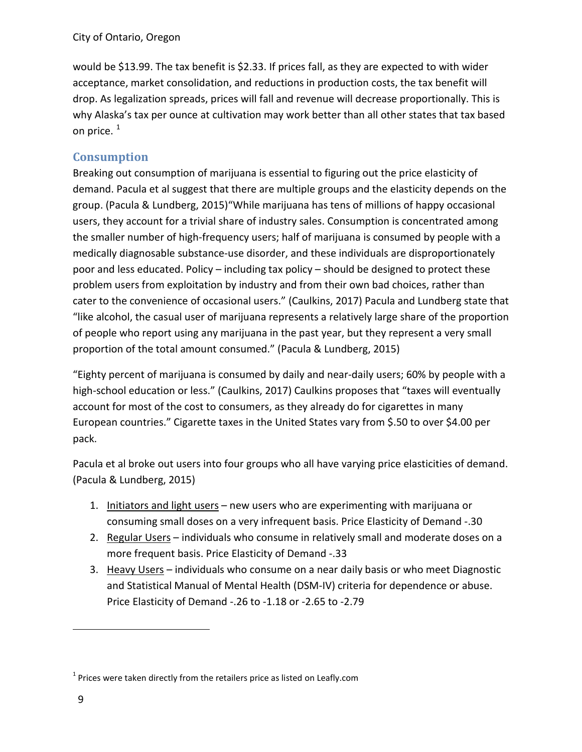would be $13.99. The tax benefit is $2.33. If prices fall, as they are expected to with wider acceptance, market consolidation, and reductions in production costs, the tax benefit will drop. As legalization spreads, prices will fall and revenue will decrease proportionally. This is why Alaska's tax per ounce at cultivation may work better than all other states that tax based on price. [1]

## Consumption

Breaking out consumption of marijuana is essential to figuring out the price elasticity of demand. Pacula et al suggest that there are multiple groups and the elasticity depends on the group. (Pacula & Lundberg, 2015)"While marijuana has tens of millions of happy occasional users, they account for a trivial share of industry sales. Consumption is concentrated among the smaller number of high-frequency users; half of marijuana is consumed by people with a medically diagnosable substance-use disorder, and these individuals are disproportionately poor and less educated. Policy – including tax policy – should be designed to protect these problem users from exploitation by industry and from their own bad choices, rather than cater to the convenience of occasional users." (Caulkins, 2017) Pacula and Lundberg state that "like alcohol, the casual user of marijuana represents a relatively large share of the proportion of people who report using any marijuana in the past year, but they represent a very small proportion of the total amount consumed." (Pacula & Lundberg, 2015)

"Eighty percent of marijuana is consumed by daily and near-daily users; 60% by people with a high-school education or less." (Caulkins, 2017) Caulkins proposes that "taxes will eventually account for most of the cost to consumers, as they already do for cigarettes in many European countries." Cigarette taxes in the United States vary from $.50 to over $4.00 per pack.

Pacula et al broke out users into four groups who all have varying price elasticities of demand. (Pacula & Lundberg, 2015)

1. Initiators and light users – new users who are experimenting with marijuana or consuming small doses on a very infrequent basis. Price Elasticity of Demand -.30
2. Regular Users – individuals who consume in relatively small and moderate doses on a more frequent basis. Price Elasticity of Demand -.33
3. Heavy Users – individuals who consume on a near daily basis or who meet Diagnostic and Statistical Manual of Mental Health (DSM-IV) criteria for dependence or abuse. Price Elasticity of Demand -.26 to -1.18 or -2.65 to -2.79

[1] Prices were taken directly from the retailers price as listed on Leafly.com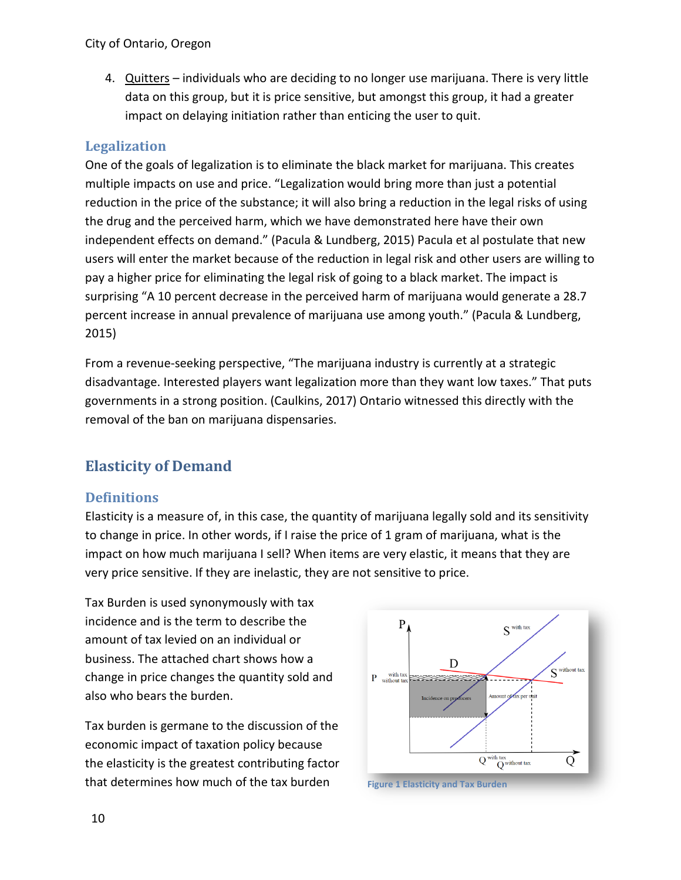4. Quitters – individuals who are deciding to no longer use marijuana. There is very little data on this group, but it is price sensitive, but amongst this group, it had a greater impact on delaying initiation rather than enticing the user to quit.

### Legalization

One of the goals of legalization is to eliminate the black market for marijuana. This creates multiple impacts on use and price. "Legalization would bring more than just a potential reduction in the price of the substance; it will also bring a reduction in the legal risks of using the drug and the perceived harm, which we have demonstrated here have their own independent effects on demand." (Pacula & Lundberg, 2015) Pacula et al postulate that new users will enter the market because of the reduction in legal risk and other users are willing to pay a higher price for eliminating the legal risk of going to a black market. The impact is surprising "A 10 percent decrease in the perceived harm of marijuana would generate a 28.7 percent increase in annual prevalence of marijuana use among youth." (Pacula & Lundberg, 2015)

From a revenue-seeking perspective, "The marijuana industry is currently at a strategic disadvantage. Interested players want legalization more than they want low taxes." That puts governments in a strong position. (Caulkins, 2017) Ontario witnessed this directly with the removal of the ban on marijuana dispensaries.

## Elasticity of Demand

### Definitions

Elasticity is a measure of, in this case, the quantity of marijuana legally sold and its sensitivity to change in price. In other words, if I raise the price of 1 gram of marijuana, what is the impact on how much marijuana I sell? When items are very elastic, it means that they are very price sensitive. If they are inelastic, they are not sensitive to price.

Tax Burden is used synonymously with tax incidence and is the term to describe the amount of tax levied on an individual or business. The attached chart shows how a change in price changes the quantity sold and also who bears the burden.

Figure 1 Elasticity and Tax Burden

Tax burden is germane to the discussion of the economic impact of taxation policy because the elasticity is the greatest contributing factor that determines how much of the tax burden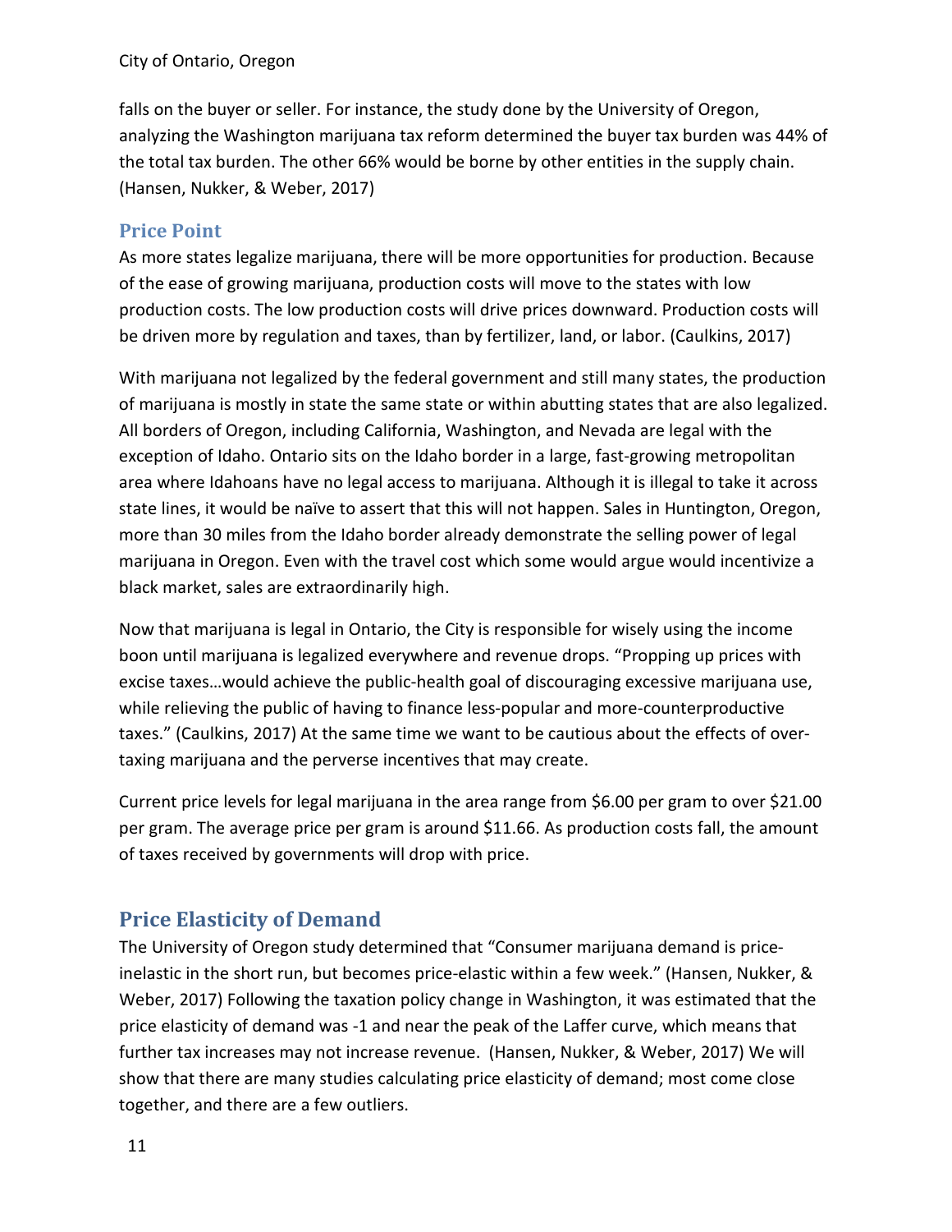falls on the buyer or seller. For instance, the study done by the University of Oregon, analyzing the Washington marijuana tax reform determined the buyer tax burden was 44% of the total tax burden. The other 66% would be borne by other entities in the supply chain. (Hansen, Nukker, & Weber, 2017)

### Price Point

As more states legalize marijuana, there will be more opportunities for production. Because of the ease of growing marijuana, production costs will move to the states with low production costs. The low production costs will drive prices downward. Production costs will be driven more by regulation and taxes, than by fertilizer, land, or labor. (Caulkins, 2017)

With marijuana not legalized by the federal government and still many states, the production of marijuana is mostly in state the same state or within abutting states that are also legalized. All borders of Oregon, including California, Washington, and Nevada are legal with the exception of Idaho. Ontario sits on the Idaho border in a large, fast-growing metropolitan area where Idahoans have no legal access to marijuana. Although it is illegal to take it across state lines, it would be naïve to assert that this will not happen. Sales in Huntington, Oregon, more than 30 miles from the Idaho border already demonstrate the selling power of legal marijuana in Oregon. Even with the travel cost which some would argue would incentivize a black market, sales are extraordinarily high.

Now that marijuana is legal in Ontario, the City is responsible for wisely using the income boon until marijuana is legalized everywhere and revenue drops. "Propping up prices with excise taxes…would achieve the public-health goal of discouraging excessive marijuana use, while relieving the public of having to finance less-popular and more-counterproductive taxes." (Caulkins, 2017) At the same time we want to be cautious about the effects of over-taxing marijuana and the perverse incentives that may create.

Current price levels for legal marijuana in the area range from $6.00 per gram to over $21.00 per gram. The average price per gram is around $11.66. As production costs fall, the amount of taxes received by governments will drop with price.

## Price Elasticity of Demand

The University of Oregon study determined that "Consumer marijuana demand is price-inelastic in the short run, but becomes price-elastic within a few week." (Hansen, Nukker, & Weber, 2017) Following the taxation policy change in Washington, it was estimated that the price elasticity of demand was -1 and near the peak of the Laffer curve, which means that further tax increases may not increase revenue. (Hansen, Nukker, & Weber, 2017) We will show that there are many studies calculating price elasticity of demand; most come close together, and there are a few outliers.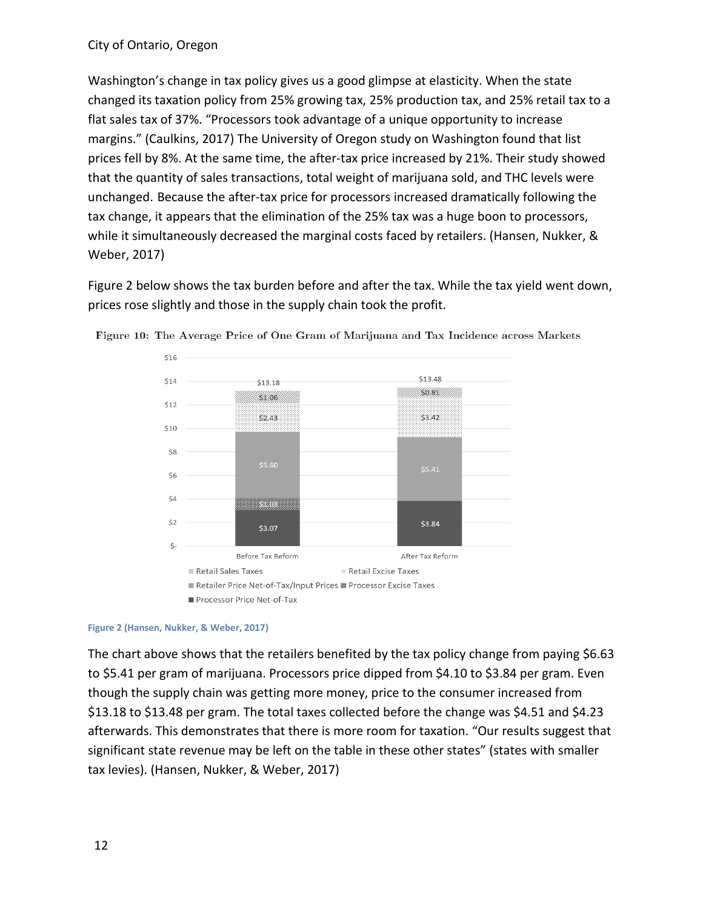Washington's change in tax policy gives us a good glimpse at elasticity. When the state changed its taxation policy from 25% growing tax, 25% production tax, and 25% retail tax to a flat sales tax of 37%. "Processors took advantage of a unique opportunity to increase margins." (Caulkins, 2017) The University of Oregon study on Washington found that list prices fell by 8%. At the same time, the after-tax price increased by 21%. Their study showed that the quantity of sales transactions, total weight of marijuana sold, and THC levels were unchanged. Because the after-tax price for processors increased dramatically following the tax change, it appears that the elimination of the 25% tax was a huge boon to processors, while it simultaneously decreased the marginal costs faced by retailers. (Hansen, Nukker, & Weber, 2017)

Figure 2 below shows the tax burden before and after the tax. While the tax yield went down, prices rose slightly and those in the supply chain took the profit.

Figure 10: The Average Price of One Gram of Marijuana and Tax Incidence across Markets

| | Before Tax Reform | After Tax Reform |
|---|---|---|
| Retail Sales Taxes | $1.06 | $0.81 |
| Retail Excise Taxes | $2.43 | $3.42 |
| Retailer Price Net-of-Tax/Input Prices | $5.60 | $5.41 |
| Processor Excise Taxes | $1.03 | |
| Processor Price Net-of-Tax | $3.07 | $3.84 |
| Total | $13.18 | $13.48 |

Figure 2 (Hansen, Nukker, & Weber, 2017)

The chart above shows that the retailers benefited by the tax policy change from paying $6.63 to $5.41 per gram of marijuana. Processors price dipped from $4.10 to $3.84 per gram. Even though the supply chain was getting more money, price to the consumer increased from $13.18 to $13.48 per gram. The total taxes collected before the change was $4.51 and $4.23 afterwards. This demonstrates that there is more room for taxation. "Our results suggest that significant state revenue may be left on the table in these other states" (states with smaller tax levies). (Hansen, Nukker, & Weber, 2017)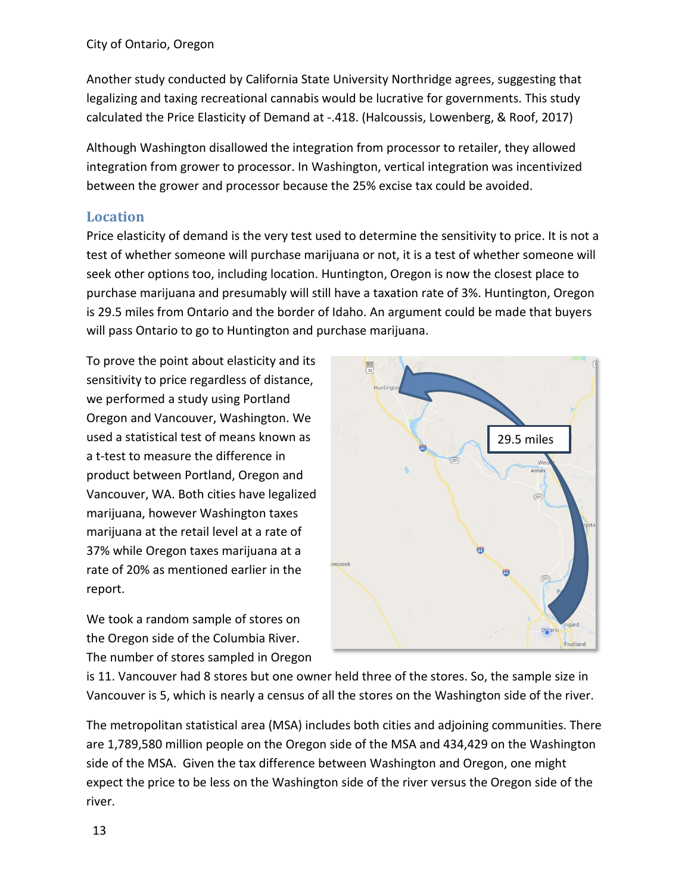Another study conducted by California State University Northridge agrees, suggesting that legalizing and taxing recreational cannabis would be lucrative for governments. This study calculated the Price Elasticity of Demand at -.418. (Halcoussis, Lowenberg, & Roof, 2017)

Although Washington disallowed the integration from processor to retailer, they allowed integration from grower to processor. In Washington, vertical integration was incentivized between the grower and processor because the 25% excise tax could be avoided.

## Location

Price elasticity of demand is the very test used to determine the sensitivity to price. It is not a test of whether someone will purchase marijuana or not, it is a test of whether someone will seek other options too, including location. Huntington, Oregon is now the closest place to purchase marijuana and presumably will still have a taxation rate of 3%. Huntington, Oregon is 29.5 miles from Ontario and the border of Idaho. An argument could be made that buyers will pass Ontario to go to Huntington and purchase marijuana.

To prove the point about elasticity and its sensitivity to price regardless of distance, we performed a study using Portland Oregon and Vancouver, Washington. We used a statistical test of means known as a t-test to measure the difference in product between Portland, Oregon and Vancouver, WA. Both cities have legalized marijuana, however Washington taxes marijuana at the retail level at a rate of 37% while Oregon taxes marijuana at a rate of 20% as mentioned earlier in the report.

29.5 miles

We took a random sample of stores on the Oregon side of the Columbia River. The number of stores sampled in Oregon is 11. Vancouver had 8 stores but one owner held three of the stores. So, the sample size in Vancouver is 5, which is nearly a census of all the stores on the Washington side of the river.

The metropolitan statistical area (MSA) includes both cities and adjoining communities. There are 1,789,580 million people on the Oregon side of the MSA and 434,429 on the Washington side of the MSA. Given the tax difference between Washington and Oregon, one might expect the price to be less on the Washington side of the river versus the Oregon side of the river.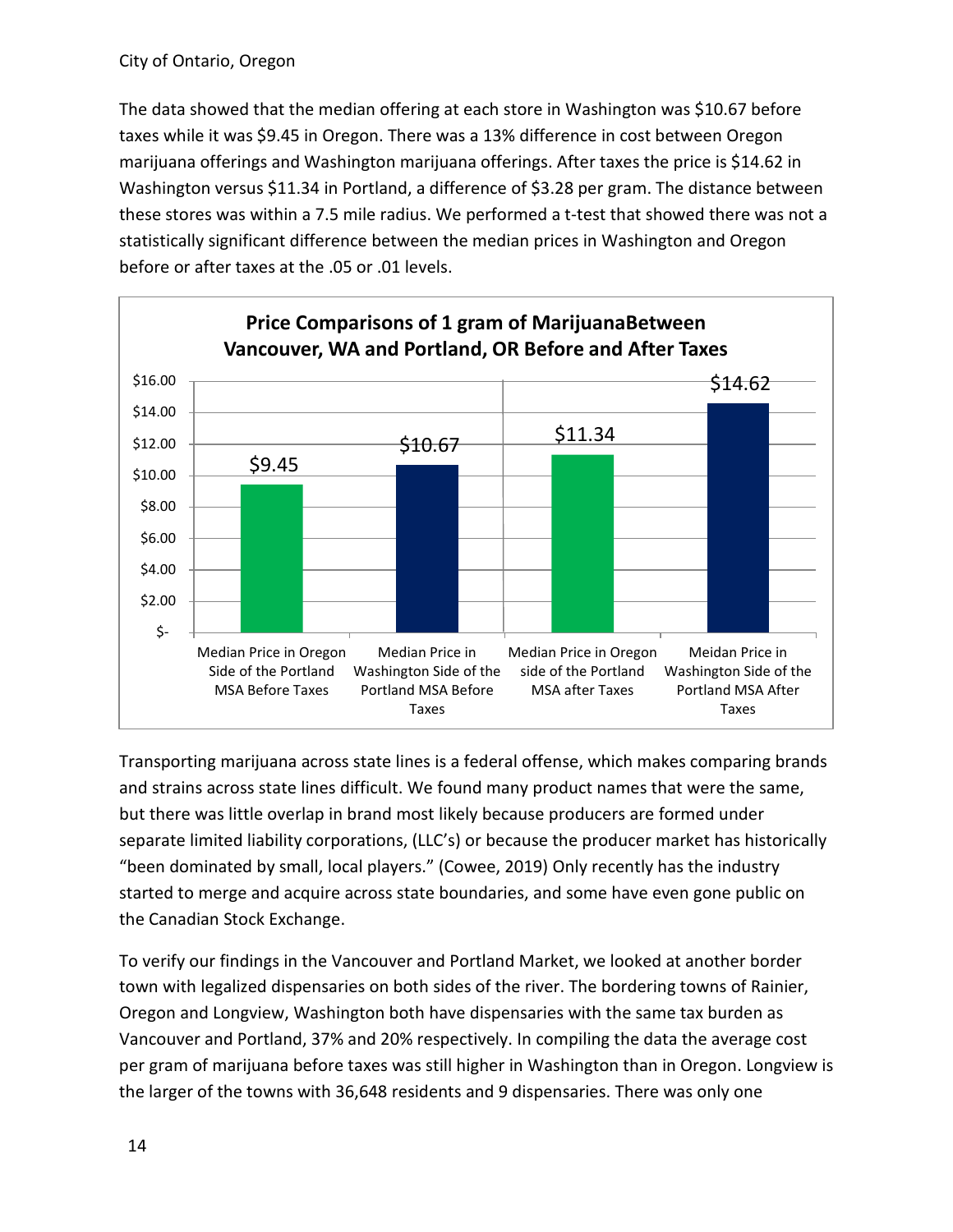The data showed that the median offering at each store in Washington was $10.67 before taxes while it was $9.45 in Oregon. There was a 13% difference in cost between Oregon marijuana offerings and Washington marijuana offerings. After taxes the price is $14.62 in Washington versus $11.34 in Portland, a difference of $3.28 per gram. The distance between these stores was within a 7.5 mile radius. We performed a t-test that showed there was not a statistically significant difference between the median prices in Washington and Oregon before or after taxes at the .05 or .01 levels.

**Price Comparisons of 1 gram of MarijuanaBetween Vancouver, WA and Portland, OR Before and After Taxes**

| Median Price in Oregon Side of the Portland MSA Before Taxes | Median Price in Washington Side of the Portland MSA Before Taxes | Median Price in Oregon side of the Portland MSA after Taxes | Meidan Price in Washington Side of the Portland MSA After Taxes |
|---|---|---|---|
| $9.45 | $10.67 | $11.34 | $14.62 |

Transporting marijuana across state lines is a federal offense, which makes comparing brands and strains across state lines difficult. We found many product names that were the same, but there was little overlap in brand most likely because producers are formed under separate limited liability corporations, (LLC's) or because the producer market has historically "been dominated by small, local players." (Cowee, 2019) Only recently has the industry started to merge and acquire across state boundaries, and some have even gone public on the Canadian Stock Exchange.

To verify our findings in the Vancouver and Portland Market, we looked at another border town with legalized dispensaries on both sides of the river. The bordering towns of Rainier, Oregon and Longview, Washington both have dispensaries with the same tax burden as Vancouver and Portland, 37% and 20% respectively. In compiling the data the average cost per gram of marijuana before taxes was still higher in Washington than in Oregon. Longview is the larger of the towns with 36,648 residents and 9 dispensaries. There was only one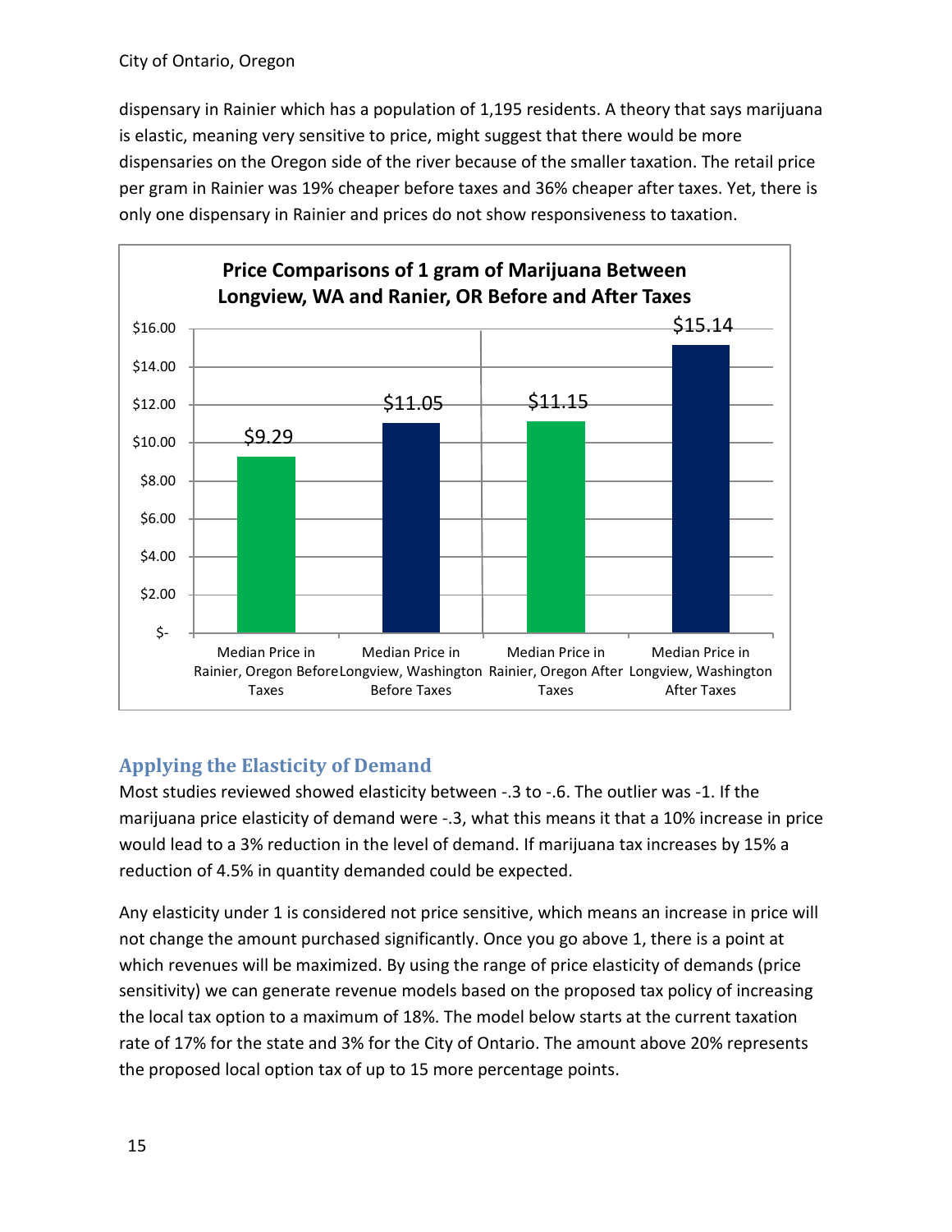dispensary in Rainier which has a population of 1,195 residents. A theory that says marijuana is elastic, meaning very sensitive to price, might suggest that there would be more dispensaries on the Oregon side of the river because of the smaller taxation. The retail price per gram in Rainier was 19% cheaper before taxes and 36% cheaper after taxes. Yet, there is only one dispensary in Rainier and prices do not show responsiveness to taxation.

**Price Comparisons of 1 gram of Marijuana Between Longview, WA and Ranier, OR Before and After Taxes**

| | Median Price in Rainier, Oregon Before Taxes | Median Price in Longview, Washington Before Taxes | Median Price in Rainier, Oregon After Taxes | Median Price in Longview, Washington After Taxes |
|---|---|---|---|---|
| Price | $9.29 | $11.05 | $11.15 | $15.14 |

## Applying the Elasticity of Demand

Most studies reviewed showed elasticity between -.3 to -.6. The outlier was -1. If the marijuana price elasticity of demand were -.3, what this means it that a 10% increase in price would lead to a 3% reduction in the level of demand. If marijuana tax increases by 15% a reduction of 4.5% in quantity demanded could be expected.

Any elasticity under 1 is considered not price sensitive, which means an increase in price will not change the amount purchased significantly. Once you go above 1, there is a point at which revenues will be maximized. By using the range of price elasticity of demands (price sensitivity) we can generate revenue models based on the proposed tax policy of increasing the local tax option to a maximum of 18%. The model below starts at the current taxation rate of 17% for the state and 3% for the City of Ontario. The amount above 20% represents the proposed local option tax of up to 15 more percentage points.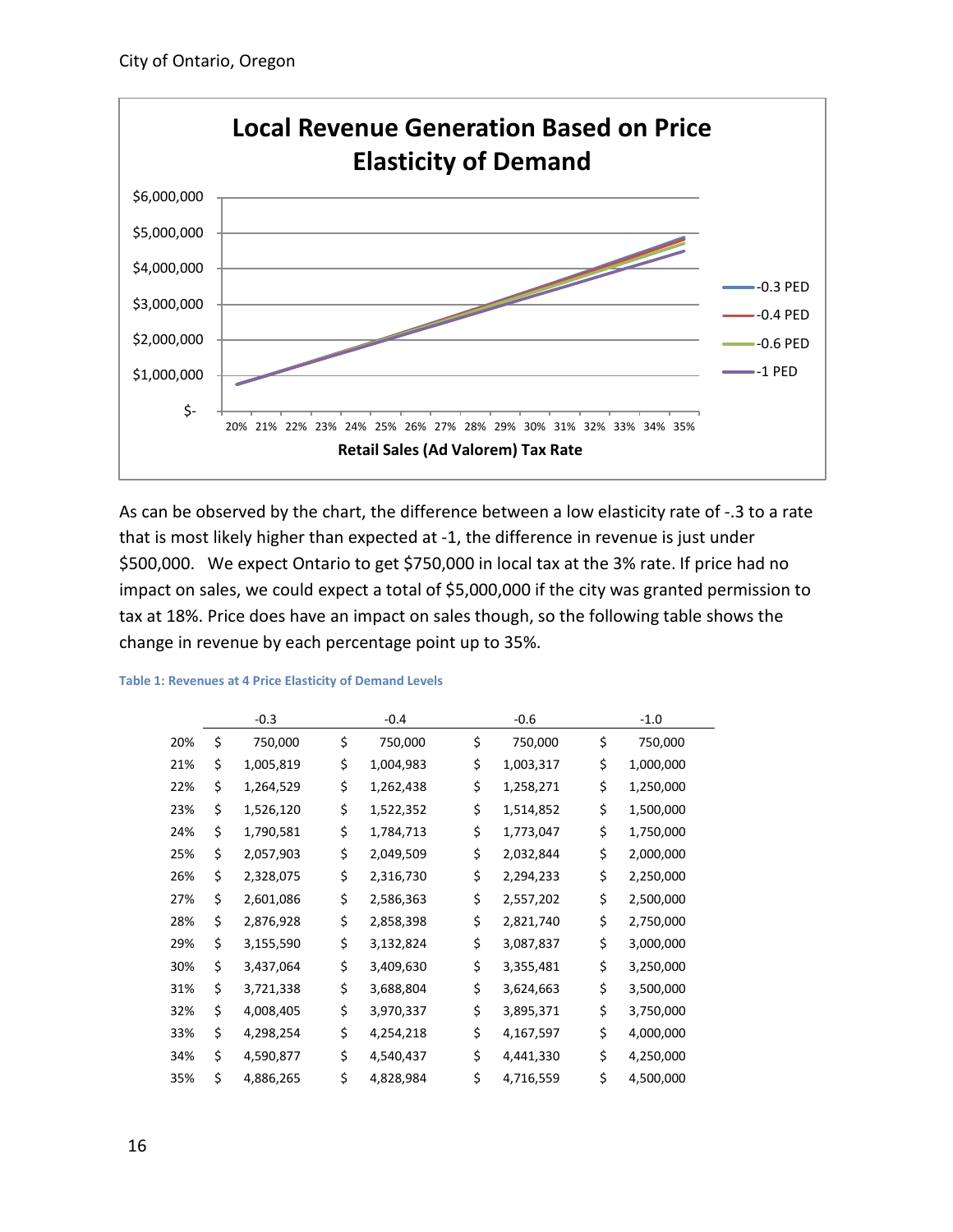As can be observed by the chart, the difference between a low elasticity rate of -.3 to a rate that is most likely higher than expected at -1, the difference in revenue is just under $500,000. We expect Ontario to get $750,000 in local tax at the 3% rate. If price had no impact on sales, we could expect a total of $5,000,000 if the city was granted permission to tax at 18%. Price does have an impact on sales though, so the following table shows the change in revenue by each percentage point up to 35%.

**Table 1: Revenues at 4 Price Elasticity of Demand Levels**

| | -0.3 | -0.4 | -0.6 | -1.0 |
|---|---|---|---|---|
| 20% | $ 750,000 | $ 750,000 | $ 750,000 | $ 750,000 |
| 21% | $ 1,005,819 | $ 1,004,983 | $ 1,003,317 | $ 1,000,000 |
| 22% | $ 1,264,529 | $ 1,262,438 | $ 1,258,271 | $ 1,250,000 |
| 23% | $ 1,526,120 | $ 1,522,352 | $ 1,514,852 | $ 1,500,000 |
| 24% | $ 1,790,581 | $ 1,784,713 | $ 1,773,047 | $ 1,750,000 |
| 25% | $ 2,057,903 | $ 2,049,509 | $ 2,032,844 | $ 2,000,000 |
| 26% | $ 2,328,075 | $ 2,316,730 | $ 2,294,233 | $ 2,250,000 |
| 27% | $ 2,601,086 | $ 2,586,363 | $ 2,557,202 | $ 2,500,000 |
| 28% | $ 2,876,928 | $ 2,858,398 | $ 2,821,740 | $ 2,750,000 |
| 29% | $ 3,155,590 | $ 3,132,824 | $ 3,087,837 | $ 3,000,000 |
| 30% | $ 3,437,064 | $ 3,409,630 | $ 3,355,481 | $ 3,250,000 |
| 31% | $ 3,721,338 | $ 3,688,804 | $ 3,624,663 | $ 3,500,000 |
| 32% | $ 4,008,405 | $ 3,970,337 | $ 3,895,371 | $ 3,750,000 |
| 33% | $ 4,298,254 | $ 4,254,218 | $ 4,167,597 | $ 4,000,000 |
| 34% | $ 4,590,877 | $ 4,540,437 | $ 4,441,330 | $ 4,250,000 |
| 35% | $ 4,886,265 | $ 4,828,984 | $ 4,716,559 | $ 4,500,000 |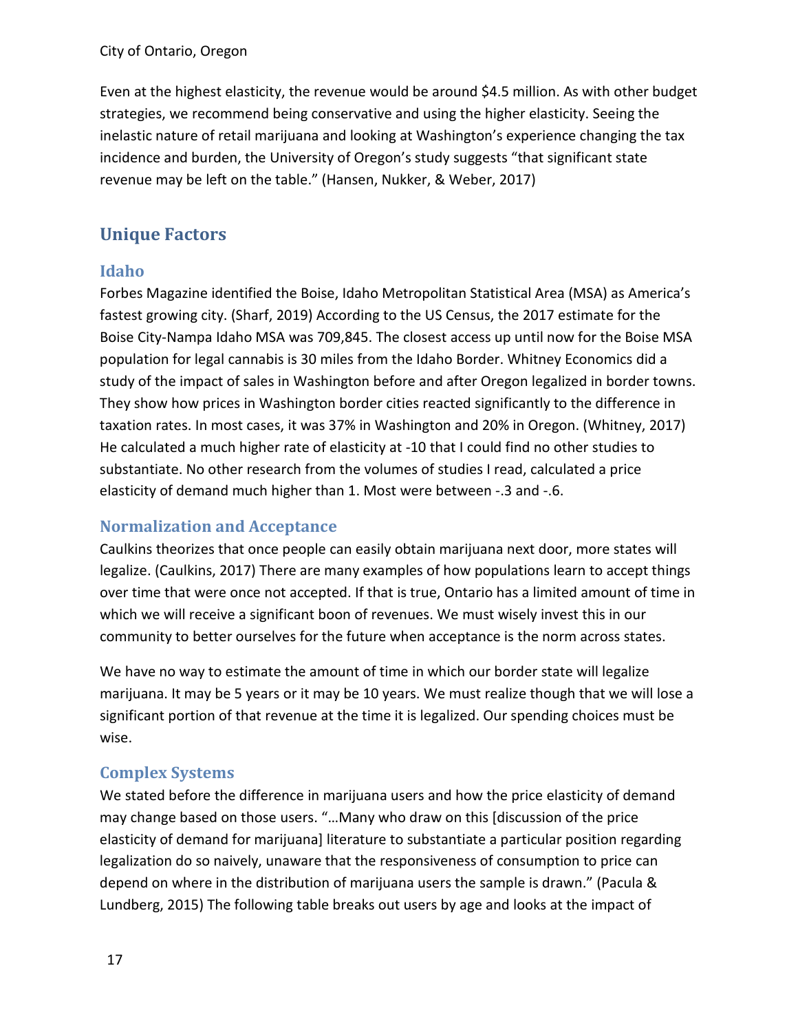Even at the highest elasticity, the revenue would be around $4.5 million. As with other budget strategies, we recommend being conservative and using the higher elasticity. Seeing the inelastic nature of retail marijuana and looking at Washington's experience changing the tax incidence and burden, the University of Oregon's study suggests "that significant state revenue may be left on the table." (Hansen, Nukker, & Weber, 2017)

## Unique Factors

### Idaho

Forbes Magazine identified the Boise, Idaho Metropolitan Statistical Area (MSA) as America's fastest growing city. (Sharf, 2019) According to the US Census, the 2017 estimate for the Boise City-Nampa Idaho MSA was 709,845. The closest access up until now for the Boise MSA population for legal cannabis is 30 miles from the Idaho Border. Whitney Economics did a study of the impact of sales in Washington before and after Oregon legalized in border towns. They show how prices in Washington border cities reacted significantly to the difference in taxation rates. In most cases, it was 37% in Washington and 20% in Oregon. (Whitney, 2017) He calculated a much higher rate of elasticity at -10 that I could find no other studies to substantiate. No other research from the volumes of studies I read, calculated a price elasticity of demand much higher than 1. Most were between -.3 and -.6.

### Normalization and Acceptance

Caulkins theorizes that once people can easily obtain marijuana next door, more states will legalize. (Caulkins, 2017) There are many examples of how populations learn to accept things over time that were once not accepted. If that is true, Ontario has a limited amount of time in which we will receive a significant boon of revenues. We must wisely invest this in our community to better ourselves for the future when acceptance is the norm across states.

We have no way to estimate the amount of time in which our border state will legalize marijuana. It may be 5 years or it may be 10 years. We must realize though that we will lose a significant portion of that revenue at the time it is legalized. Our spending choices must be wise.

### Complex Systems

We stated before the difference in marijuana users and how the price elasticity of demand may change based on those users. "…Many who draw on this [discussion of the price elasticity of demand for marijuana] literature to substantiate a particular position regarding legalization do so naively, unaware that the responsiveness of consumption to price can depend on where in the distribution of marijuana users the sample is drawn." (Pacula & Lundberg, 2015) The following table breaks out users by age and looks at the impact of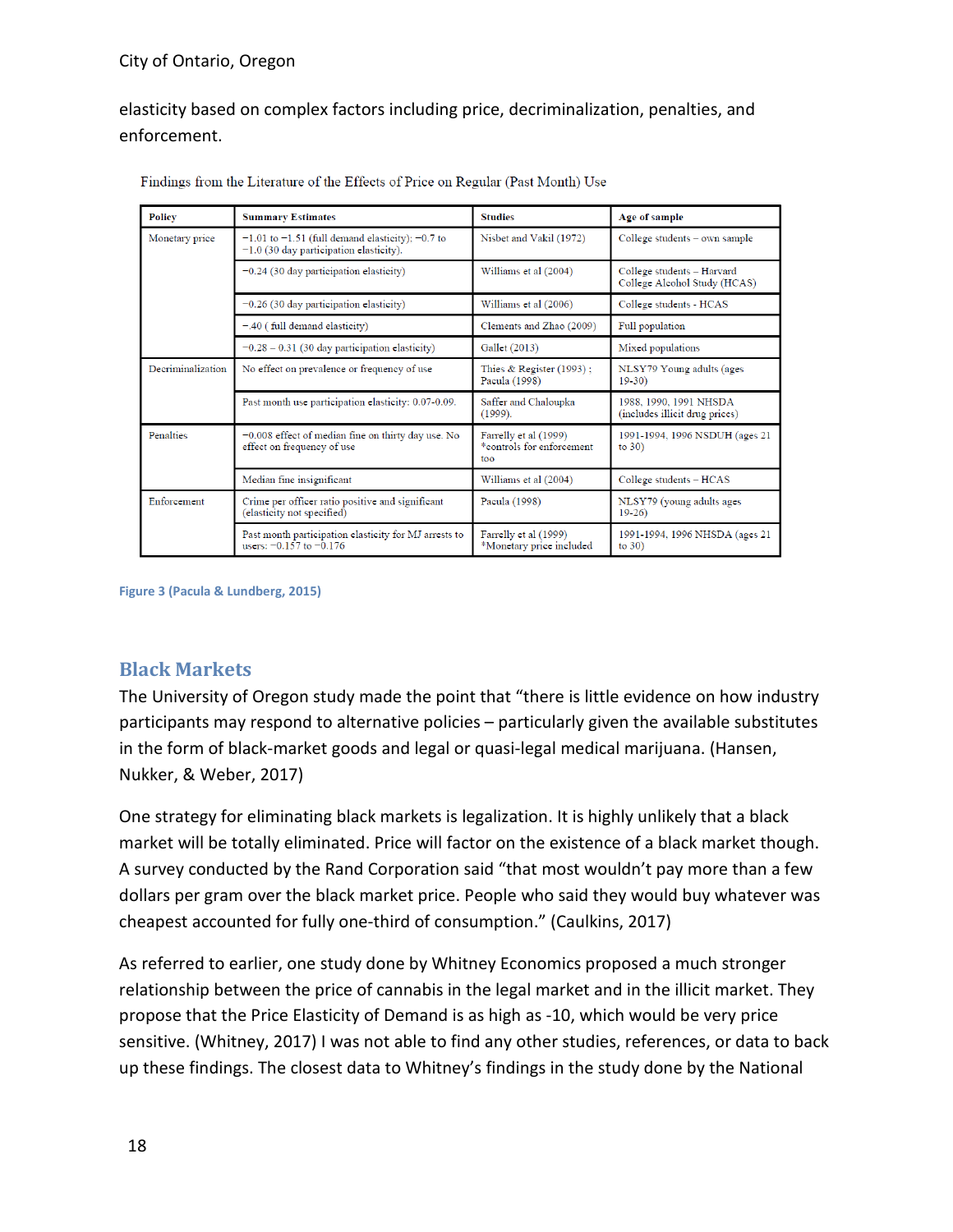elasticity based on complex factors including price, decriminalization, penalties, and enforcement.

Findings from the Literature of the Effects of Price on Regular (Past Month) Use

| Policy | Summary Estimates | Studies | Age of sample |
|---|---|---|---|
| Monetary price | −1.01 to −1.51 (full demand elasticity); −0.7 to −1.0 (30 day participation elasticity). | Nisbet and Vakil (1972) | College students – own sample |
| | −0.24 (30 day participation elasticity) | Williams et al (2004) | College students – Harvard College Alcohol Study (HCAS) |
| | −0.26 (30 day participation elasticity) | Williams et al (2006) | College students - HCAS |
| | −.40 ( full demand elasticity) | Clements and Zhao (2009) | Full population |
| | −0.28 – 0.31 (30 day participation elasticity) | Gallet (2013) | Mixed populations |
| Decriminalization | No effect on prevalence or frequency of use | Thies & Register (1993) ; Pacula (1998) | NLSY79 Young adults (ages 19-30) |
| | Past month use participation elasticity: 0.07-0.09. | Saffer and Chaloupka (1999). | 1988, 1990, 1991 NHSDA (includes illicit drug prices) |
| Penalties | −0.008 effect of median fine on thirty day use. No effect on frequency of use | Farrelly et al (1999) *controls for enforcement too | 1991-1994, 1996 NSDUH (ages 21 to 30) |
| | Median fine insignificant | Williams et al (2004) | College students – HCAS |
| Enforcement | Crime per officer ratio positive and significant (elasticity not specified) | Pacula (1998) | NLSY79 (young adults ages 19-26) |
| | Past month participation elasticity for MJ arrests to users: −0.157 to −0.176 | Farrelly et al (1999) *Monetary price included | 1991-1994, 1996 NHSDA (ages 21 to 30) |

Figure 3 (Pacula & Lundberg, 2015)

## Black Markets

The University of Oregon study made the point that "there is little evidence on how industry participants may respond to alternative policies – particularly given the available substitutes in the form of black-market goods and legal or quasi-legal medical marijuana. (Hansen, Nukker, & Weber, 2017)

One strategy for eliminating black markets is legalization. It is highly unlikely that a black market will be totally eliminated. Price will factor on the existence of a black market though. A survey conducted by the Rand Corporation said "that most wouldn't pay more than a few dollars per gram over the black market price. People who said they would buy whatever was cheapest accounted for fully one-third of consumption." (Caulkins, 2017)

As referred to earlier, one study done by Whitney Economics proposed a much stronger relationship between the price of cannabis in the legal market and in the illicit market. They propose that the Price Elasticity of Demand is as high as -10, which would be very price sensitive. (Whitney, 2017) I was not able to find any other studies, references, or data to back up these findings. The closest data to Whitney's findings in the study done by the National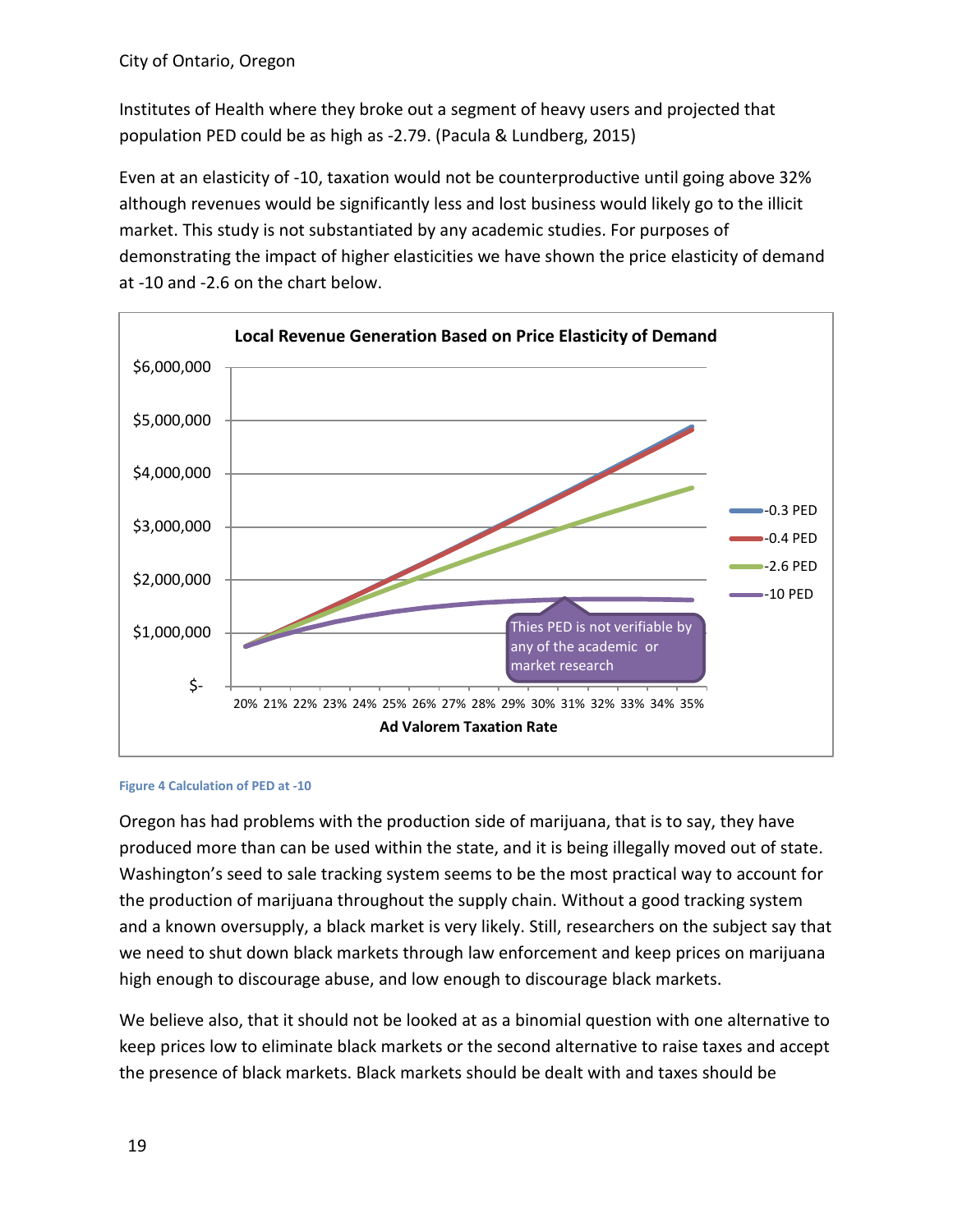Institutes of Health where they broke out a segment of heavy users and projected that population PED could be as high as -2.79. (Pacula & Lundberg, 2015)

Even at an elasticity of -10, taxation would not be counterproductive until going above 32% although revenues would be significantly less and lost business would likely go to the illicit market. This study is not substantiated by any academic studies. For purposes of demonstrating the impact of higher elasticities we have shown the price elasticity of demand at -10 and -2.6 on the chart below.

Figure 4 Calculation of PED at -10

Oregon has had problems with the production side of marijuana, that is to say, they have produced more than can be used within the state, and it is being illegally moved out of state. Washington's seed to sale tracking system seems to be the most practical way to account for the production of marijuana throughout the supply chain. Without a good tracking system and a known oversupply, a black market is very likely. Still, researchers on the subject say that we need to shut down black markets through law enforcement and keep prices on marijuana high enough to discourage abuse, and low enough to discourage black markets.

We believe also, that it should not be looked at as a binomial question with one alternative to keep prices low to eliminate black markets or the second alternative to raise taxes and accept the presence of black markets. Black markets should be dealt with and taxes should be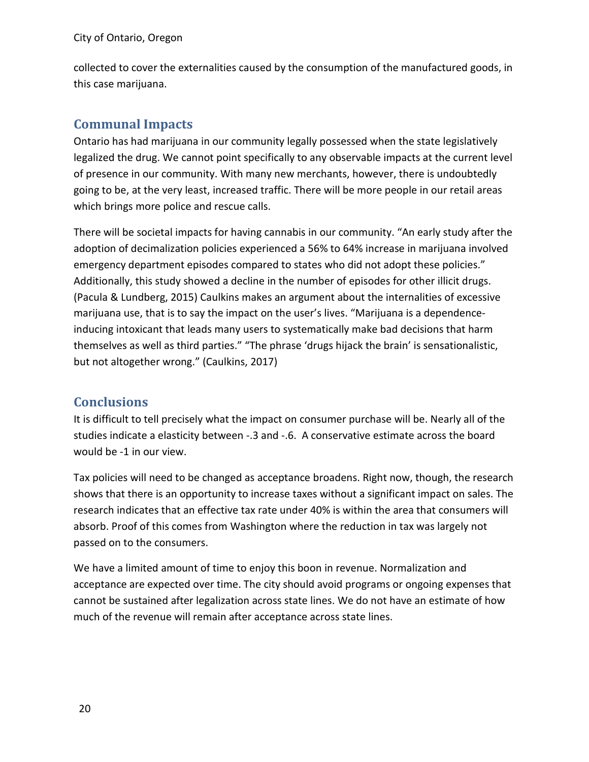collected to cover the externalities caused by the consumption of the manufactured goods, in this case marijuana.

## Communal Impacts

Ontario has had marijuana in our community legally possessed when the state legislatively legalized the drug. We cannot point specifically to any observable impacts at the current level of presence in our community. With many new merchants, however, there is undoubtedly going to be, at the very least, increased traffic. There will be more people in our retail areas which brings more police and rescue calls.

There will be societal impacts for having cannabis in our community. “An early study after the adoption of decimalization policies experienced a 56% to 64% increase in marijuana involved emergency department episodes compared to states who did not adopt these policies.” Additionally, this study showed a decline in the number of episodes for other illicit drugs. (Pacula & Lundberg, 2015) Caulkins makes an argument about the internalities of excessive marijuana use, that is to say the impact on the user’s lives. “Marijuana is a dependence-inducing intoxicant that leads many users to systematically make bad decisions that harm themselves as well as third parties.” “The phrase ‘drugs hijack the brain’ is sensationalistic, but not altogether wrong.” (Caulkins, 2017)

## Conclusions

It is difficult to tell precisely what the impact on consumer purchase will be. Nearly all of the studies indicate a elasticity between -.3 and -.6. A conservative estimate across the board would be -1 in our view.

Tax policies will need to be changed as acceptance broadens. Right now, though, the research shows that there is an opportunity to increase taxes without a significant impact on sales. The research indicates that an effective tax rate under 40% is within the area that consumers will absorb. Proof of this comes from Washington where the reduction in tax was largely not passed on to the consumers.

We have a limited amount of time to enjoy this boon in revenue. Normalization and acceptance are expected over time. The city should avoid programs or ongoing expenses that cannot be sustained after legalization across state lines. We do not have an estimate of how much of the revenue will remain after acceptance across state lines.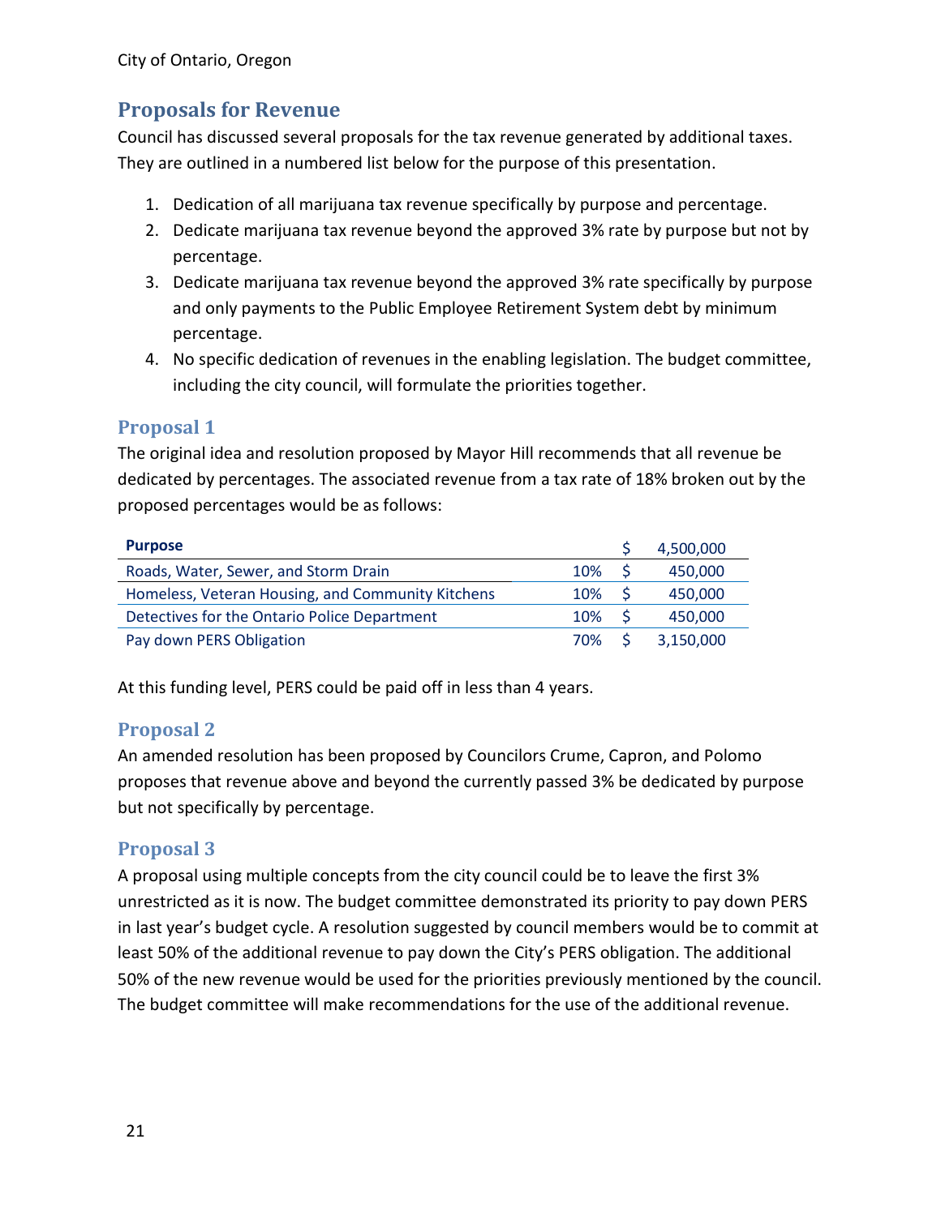## Proposals for Revenue

Council has discussed several proposals for the tax revenue generated by additional taxes. They are outlined in a numbered list below for the purpose of this presentation.

1. Dedication of all marijuana tax revenue specifically by purpose and percentage.
2. Dedicate marijuana tax revenue beyond the approved 3% rate by purpose but not by percentage.
3. Dedicate marijuana tax revenue beyond the approved 3% rate specifically by purpose and only payments to the Public Employee Retirement System debt by minimum percentage.
4. No specific dedication of revenues in the enabling legislation. The budget committee, including the city council, will formulate the priorities together.

### Proposal 1

The original idea and resolution proposed by Mayor Hill recommends that all revenue be dedicated by percentages. The associated revenue from a tax rate of 18% broken out by the proposed percentages would be as follows:

| Purpose | | $ | 4,500,000 |
|---|---|---|---|
| Roads, Water, Sewer, and Storm Drain | 10% | $ | 450,000 |
| Homeless, Veteran Housing, and Community Kitchens | 10% | $ | 450,000 |
| Detectives for the Ontario Police Department | 10% | $ | 450,000 |
| Pay down PERS Obligation | 70% | $ | 3,150,000 |

At this funding level, PERS could be paid off in less than 4 years.

### Proposal 2

An amended resolution has been proposed by Councilors Crume, Capron, and Polomo proposes that revenue above and beyond the currently passed 3% be dedicated by purpose but not specifically by percentage.

### Proposal 3

A proposal using multiple concepts from the city council could be to leave the first 3% unrestricted as it is now. The budget committee demonstrated its priority to pay down PERS in last year's budget cycle. A resolution suggested by council members would be to commit at least 50% of the additional revenue to pay down the City's PERS obligation. The additional 50% of the new revenue would be used for the priorities previously mentioned by the council. The budget committee will make recommendations for the use of the additional revenue.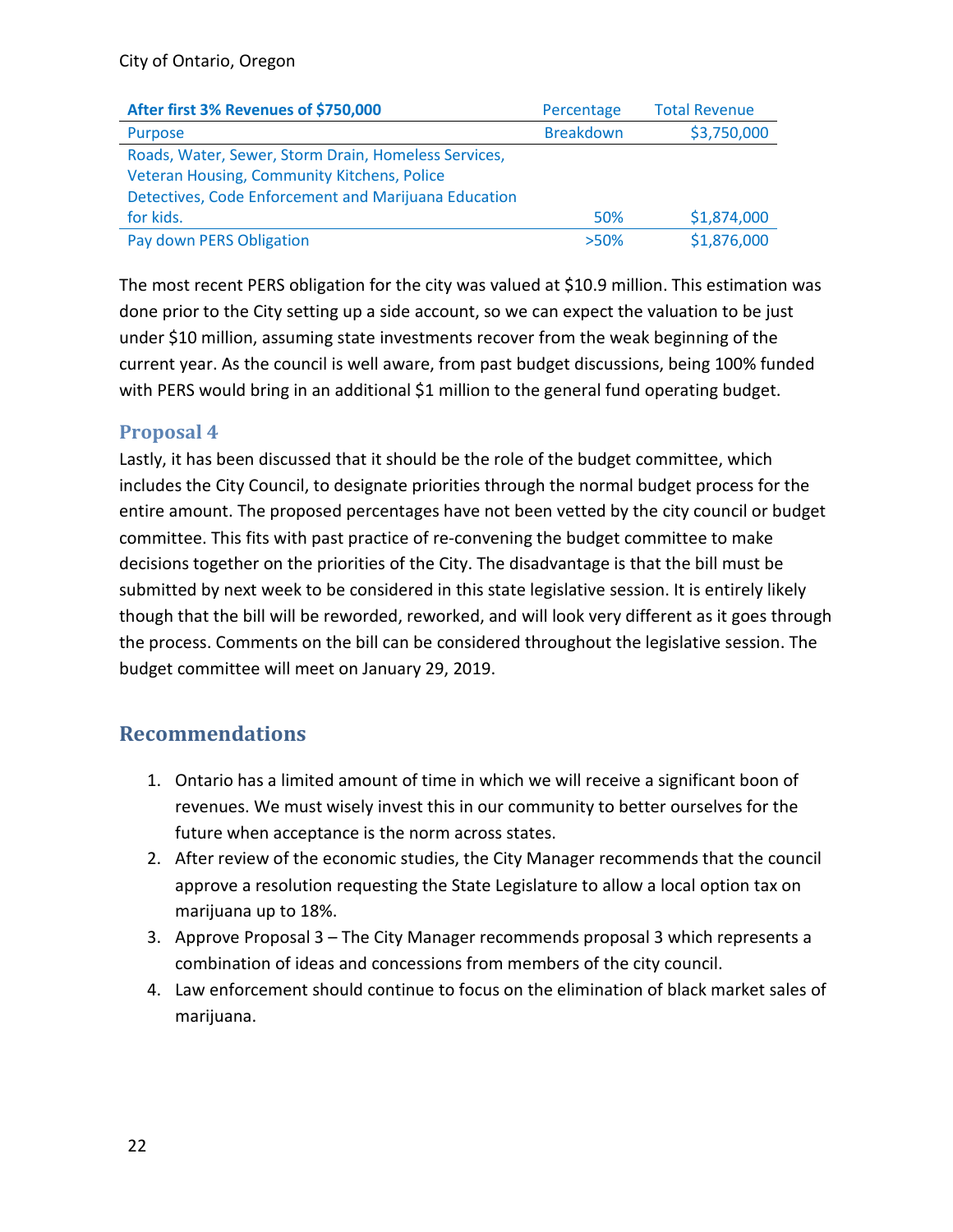| After first 3% Revenues of $750,000 | Percentage | Total Revenue |
|---|---|---|
| Purpose | Breakdown | $3,750,000 |
| Roads, Water, Sewer, Storm Drain, Homeless Services, Veteran Housing, Community Kitchens, Police Detectives, Code Enforcement and Marijuana Education for kids. | 50% | $1,874,000 |
| Pay down PERS Obligation | >50% | $1,876,000 |

The most recent PERS obligation for the city was valued at $10.9 million. This estimation was done prior to the City setting up a side account, so we can expect the valuation to be just under $10 million, assuming state investments recover from the weak beginning of the current year. As the council is well aware, from past budget discussions, being 100% funded with PERS would bring in an additional $1 million to the general fund operating budget.

### Proposal 4

Lastly, it has been discussed that it should be the role of the budget committee, which includes the City Council, to designate priorities through the normal budget process for the entire amount. The proposed percentages have not been vetted by the city council or budget committee. This fits with past practice of re-convening the budget committee to make decisions together on the priorities of the City. The disadvantage is that the bill must be submitted by next week to be considered in this state legislative session. It is entirely likely though that the bill will be reworded, reworked, and will look very different as it goes through the process. Comments on the bill can be considered throughout the legislative session. The budget committee will meet on January 29, 2019.

## Recommendations

1. Ontario has a limited amount of time in which we will receive a significant boon of revenues. We must wisely invest this in our community to better ourselves for the future when acceptance is the norm across states.
2. After review of the economic studies, the City Manager recommends that the council approve a resolution requesting the State Legislature to allow a local option tax on marijuana up to 18%.
3. Approve Proposal 3 – The City Manager recommends proposal 3 which represents a combination of ideas and concessions from members of the city council.
4. Law enforcement should continue to focus on the elimination of black market sales of marijuana.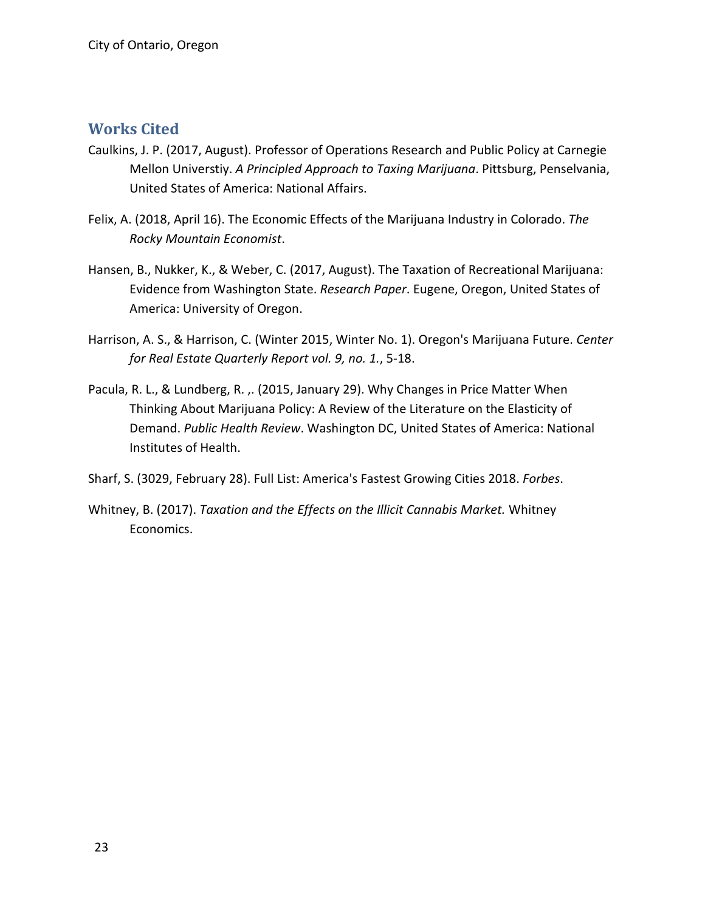## Works Cited

Caulkins, J. P. (2017, August). Professor of Operations Research and Public Policy at Carnegie Mellon Universtiy. *A Principled Approach to Taxing Marijuana*. Pittsburg, Penselvania, United States of America: National Affairs.

Felix, A. (2018, April 16). The Economic Effects of the Marijuana Industry in Colorado. *The Rocky Mountain Economist*.

Hansen, B., Nukker, K., & Weber, C. (2017, August). The Taxation of Recreational Marijuana: Evidence from Washington State. *Research Paper*. Eugene, Oregon, United States of America: University of Oregon.

Harrison, A. S., & Harrison, C. (Winter 2015, Winter No. 1). Oregon's Marijuana Future. *Center for Real Estate Quarterly Report vol. 9, no. 1.*, 5-18.

Pacula, R. L., & Lundberg, R. ,. (2015, January 29). Why Changes in Price Matter When Thinking About Marijuana Policy: A Review of the Literature on the Elasticity of Demand. *Public Health Review*. Washington DC, United States of America: National Institutes of Health.

Sharf, S. (3029, February 28). Full List: America's Fastest Growing Cities 2018. *Forbes*.

Whitney, B. (2017). *Taxation and the Effects on the Illicit Cannabis Market.* Whitney Economics.